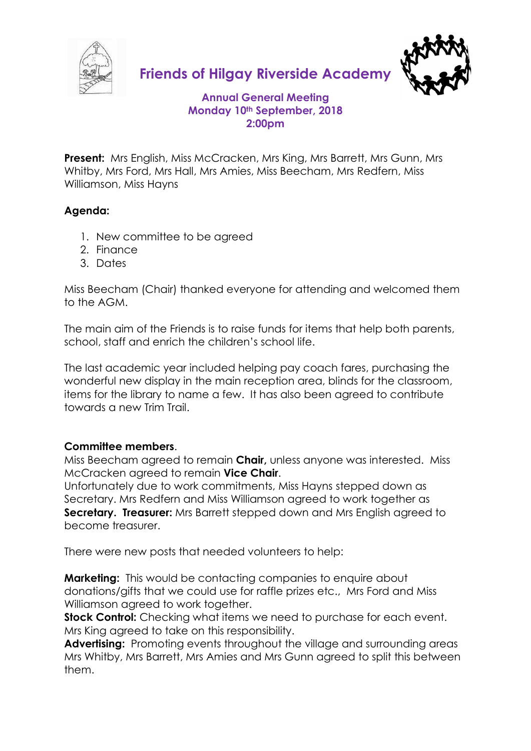# Friends of Hilgay Riverside Academy

## Annual General Meeting
## Monday 10th September, 2018
## 2:00pm

**Present:** Mrs English, Miss McCracken, Mrs King, Mrs Barrett, Mrs Gunn, Mrs Whitby, Mrs Ford, Mrs Hall, Mrs Amies, Miss Beecham, Mrs Redfern, Miss Williamson, Miss Hayns

**Agenda:**

1. New committee to be agreed
2. Finance
3. Dates

Miss Beecham (Chair) thanked everyone for attending and welcomed them to the AGM.

The main aim of the Friends is to raise funds for items that help both parents, school, staff and enrich the children's school life.

The last academic year included helping pay coach fares, purchasing the wonderful new display in the main reception area, blinds for the classroom, items for the library to name a few. It has also been agreed to contribute towards a new Trim Trail.

**Committee members**.
Miss Beecham agreed to remain **Chair,** unless anyone was interested. Miss McCracken agreed to remain **Vice Chair**.
Unfortunately due to work commitments, Miss Hayns stepped down as Secretary. Mrs Redfern and Miss Williamson agreed to work together as **Secretary. Treasurer:** Mrs Barrett stepped down and Mrs English agreed to become treasurer.

There were new posts that needed volunteers to help:

**Marketing:** This would be contacting companies to enquire about donations/gifts that we could use for raffle prizes etc., Mrs Ford and Miss Williamson agreed to work together.
**Stock Control:** Checking what items we need to purchase for each event. Mrs King agreed to take on this responsibility.
**Advertising:** Promoting events throughout the village and surrounding areas Mrs Whitby, Mrs Barrett, Mrs Amies and Mrs Gunn agreed to split this between them.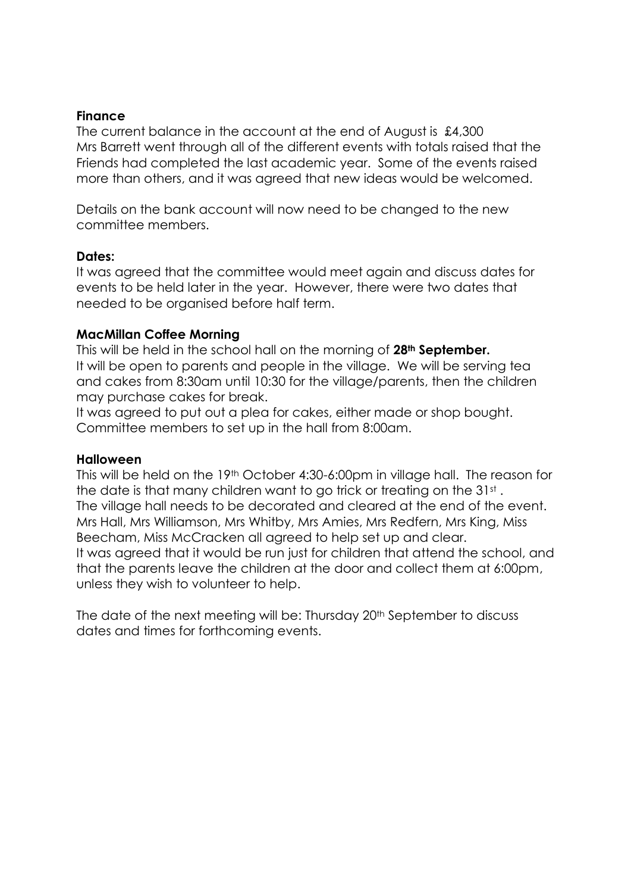**Finance**

The current balance in the account at the end of August is £4,300
Mrs Barrett went through all of the different events with totals raised that the Friends had completed the last academic year. Some of the events raised more than others, and it was agreed that new ideas would be welcomed.

Details on the bank account will now need to be changed to the new committee members.

**Dates:**

It was agreed that the committee would meet again and discuss dates for events to be held later in the year. However, there were two dates that needed to be organised before half term.

**MacMillan Coffee Morning**

This will be held in the school hall on the morning of **28th September.**
It will be open to parents and people in the village. We will be serving tea and cakes from 8:30am until 10:30 for the village/parents, then the children may purchase cakes for break.
It was agreed to put out a plea for cakes, either made or shop bought.
Committee members to set up in the hall from 8:00am.

**Halloween**

This will be held on the 19th October 4:30-6:00pm in village hall. The reason for the date is that many children want to go trick or treating on the 31st .
The village hall needs to be decorated and cleared at the end of the event.
Mrs Hall, Mrs Williamson, Mrs Whitby, Mrs Amies, Mrs Redfern, Mrs King, Miss Beecham, Miss McCracken all agreed to help set up and clear.
It was agreed that it would be run just for children that attend the school, and that the parents leave the children at the door and collect them at 6:00pm, unless they wish to volunteer to help.

The date of the next meeting will be: Thursday 20th September to discuss dates and times for forthcoming events.